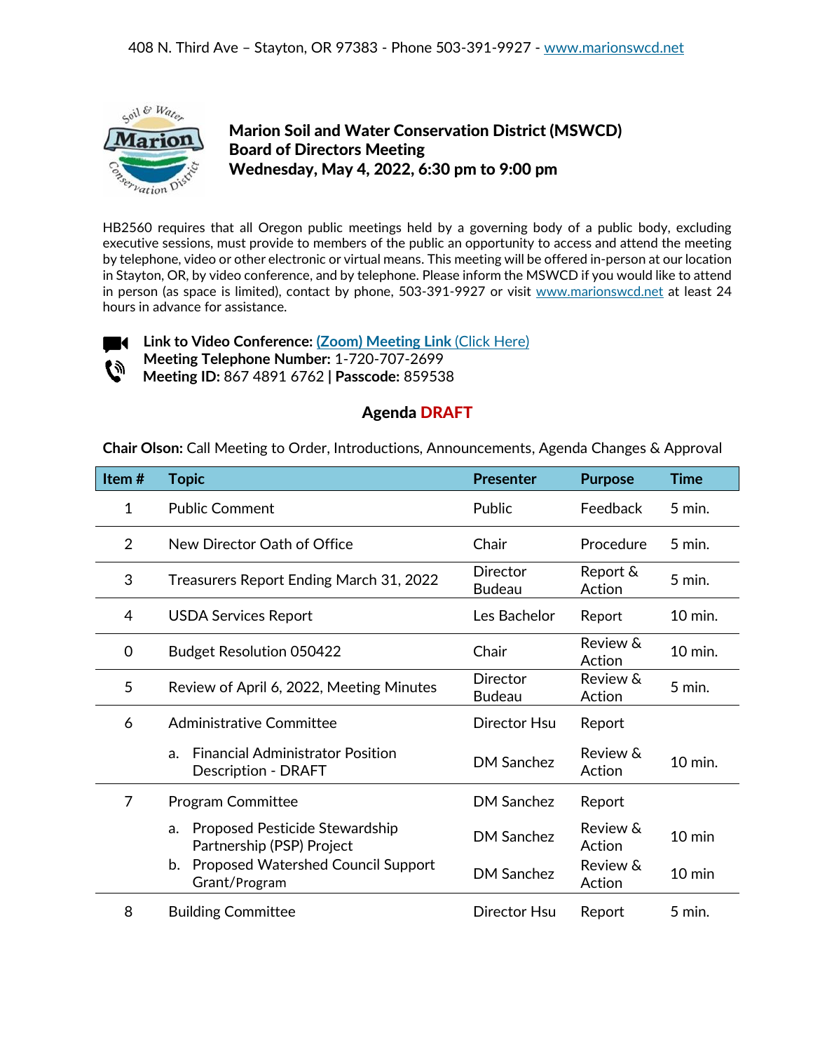408 N. Third Ave – Stayton, OR 97383 - Phone 503-391-9927 - www.marionswcd.net

# Marion Soil and Water Conservation District (MSWCD)
## Board of Directors Meeting
### Wednesday, May 4, 2022, 6:30 pm to 9:00 pm

HB2560 requires that all Oregon public meetings held by a governing body of a public body, excluding executive sessions, must provide to members of the public an opportunity to access and attend the meeting by telephone, video or other electronic or virtual means. This meeting will be offered in-person at our location in Stayton, OR, by video conference, and by telephone. Please inform the MSWCD if you would like to attend in person (as space is limited), contact by phone, 503-391-9927 or visit www.marionswcd.net at least 24 hours in advance for assistance.

**Link to Video Conference:** **(Zoom) Meeting Link** (Click Here)
**Meeting Telephone Number:** 1-720-707-2699
**Meeting ID:** 867 4891 6762 | **Passcode:** 859538

## Agenda DRAFT

**Chair Olson:** Call Meeting to Order, Introductions, Announcements, Agenda Changes & Approval

| Item # | Topic | Presenter | Purpose | Time |
|---|---|---|---|---|
| 1 | Public Comment | Public | Feedback | 5 min. |
| 2 | New Director Oath of Office | Chair | Procedure | 5 min. |
| 3 | Treasurers Report Ending March 31, 2022 | Director Budeau | Report & Action | 5 min. |
| 4 | USDA Services Report | Les Bachelor | Report | 10 min. |
| 0 | Budget Resolution 050422 | Chair | Review & Action | 10 min. |
| 5 | Review of April 6, 2022, Meeting Minutes | Director Budeau | Review & Action | 5 min. |
| 6 | Administrative Committee | Director Hsu | Report | |
| | a. Financial Administrator Position Description - DRAFT | DM Sanchez | Review & Action | 10 min. |
| 7 | Program Committee | DM Sanchez | Report | |
| | a. Proposed Pesticide Stewardship Partnership (PSP) Project | DM Sanchez | Review & Action | 10 min |
| | b. Proposed Watershed Council Support Grant/Program | DM Sanchez | Review & Action | 10 min |
| 8 | Building Committee | Director Hsu | Report | 5 min. |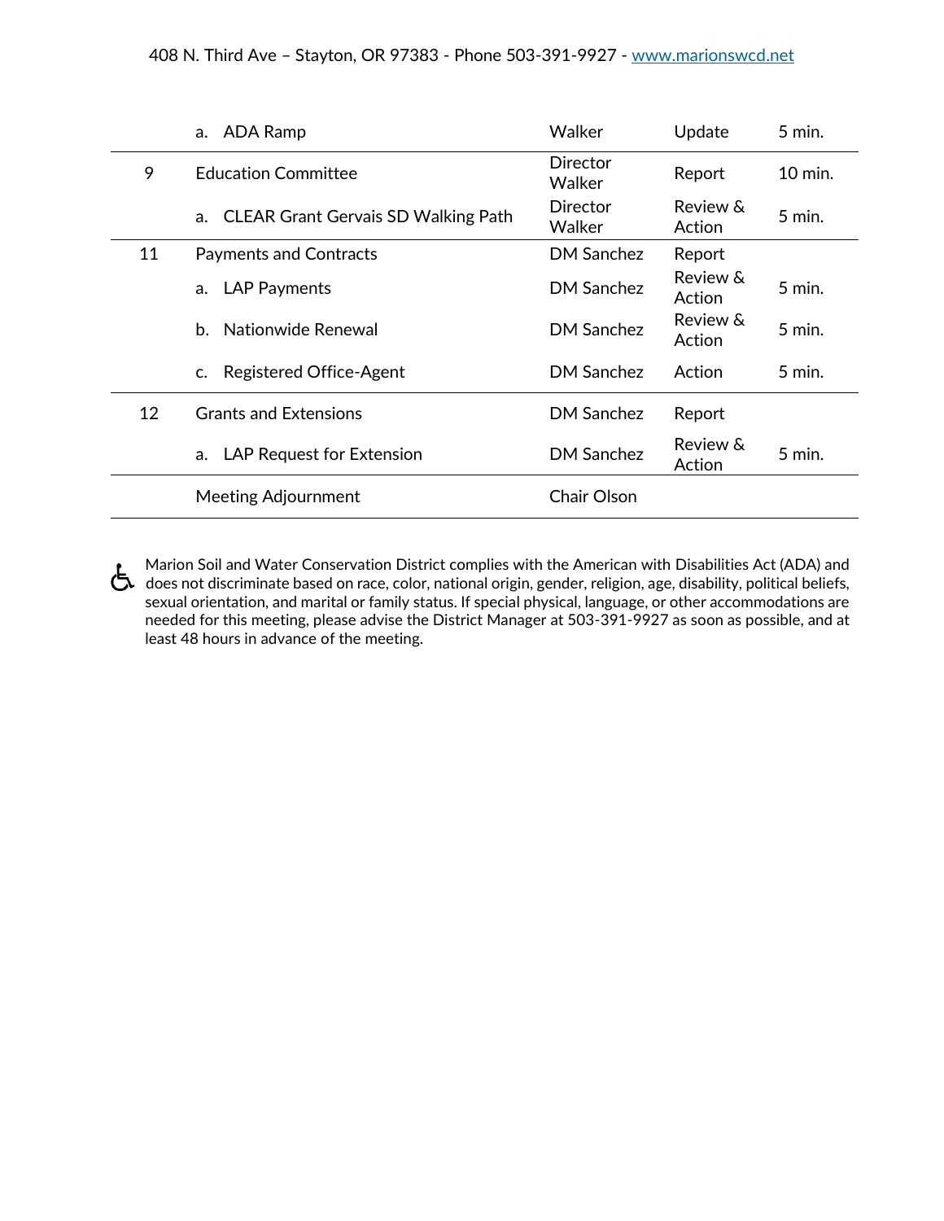408 N. Third Ave – Stayton, OR 97383 - Phone 503-391-9927 - www.marionswcd.net

| | | | | |
|---|---|---|---|---|
| | a. ADA Ramp | Walker | Update | 5 min. |
| 9 | Education Committee | Director Walker | Report | 10 min. |
| | a. CLEAR Grant Gervais SD Walking Path | Director Walker | Review & Action | 5 min. |
| 11 | Payments and Contracts | DM Sanchez | Report | |
| | a. LAP Payments | DM Sanchez | Review & Action | 5 min. |
| | b. Nationwide Renewal | DM Sanchez | Review & Action | 5 min. |
| | c. Registered Office-Agent | DM Sanchez | Action | 5 min. |
| 12 | Grants and Extensions | DM Sanchez | Report | |
| | a. LAP Request for Extension | DM Sanchez | Review & Action | 5 min. |
| | Meeting Adjournment | Chair Olson | | |

♿ Marion Soil and Water Conservation District complies with the American with Disabilities Act (ADA) and does not discriminate based on race, color, national origin, gender, religion, age, disability, political beliefs, sexual orientation, and marital or family status. If special physical, language, or other accommodations are needed for this meeting, please advise the District Manager at 503-391-9927 as soon as possible, and at least 48 hours in advance of the meeting.